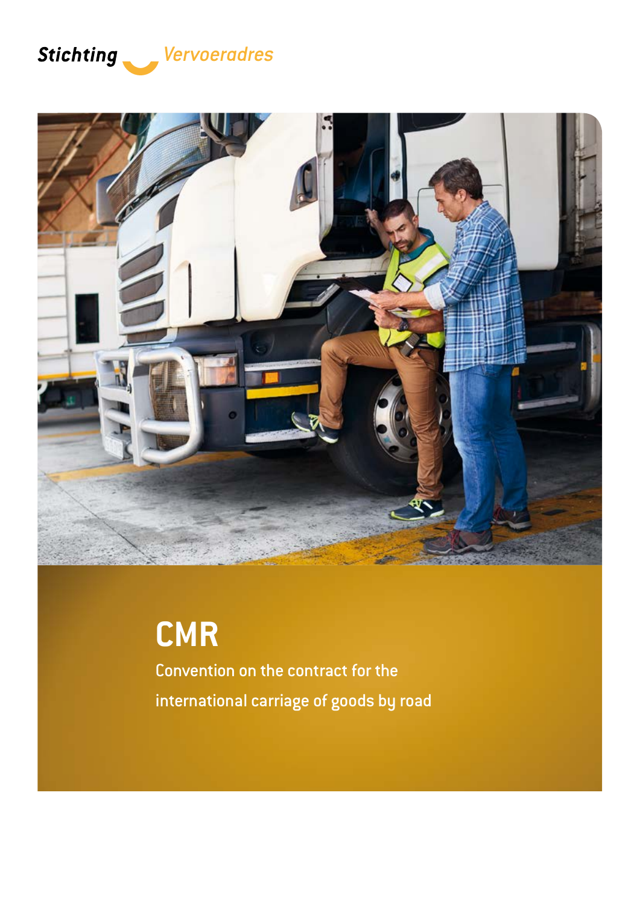Stichting Vervoeradres

# CMR

Convention on the contract for the international carriage of goods by road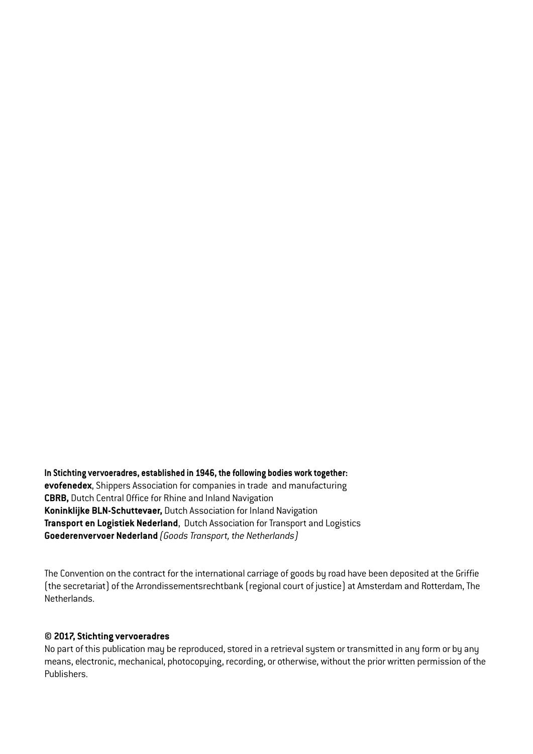**In Stichting vervoeradres, established in 1946, the following bodies work together:**
**evofenedex**, Shippers Association for companies in trade and manufacturing
**CBRB,** Dutch Central Office for Rhine and Inland Navigation
**Koninklijke BLN-Schuttevaer,** Dutch Association for Inland Navigation
**Transport en Logistiek Nederland**, Dutch Association for Transport and Logistics
**Goederenvervoer Nederland** *(Goods Transport, the Netherlands)*

The Convention on the contract for the international carriage of goods by road have been deposited at the Griffie (the secretariat) of the Arrondissementsrechtbank (regional court of justice) at Amsterdam and Rotterdam, The Netherlands.

**© 2017, Stichting vervoeradres**
No part of this publication may be reproduced, stored in a retrieval system or transmitted in any form or by any means, electronic, mechanical, photocopying, recording, or otherwise, without the prior written permission of the Publishers.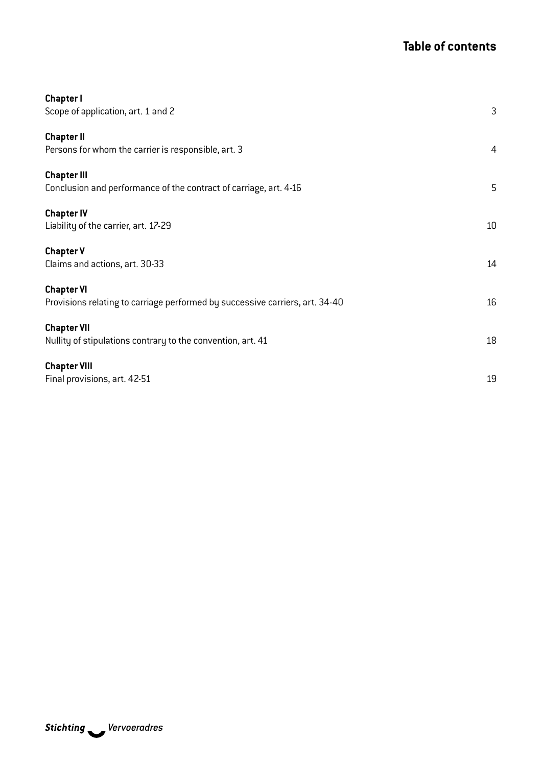# Table of contents

**Chapter I**
Scope of application, art. 1 and 2 — 3

**Chapter II**
Persons for whom the carrier is responsible, art. 3 — 4

**Chapter III**
Conclusion and performance of the contract of carriage, art. 4-16 — 5

**Chapter IV**
Liability of the carrier, art. 17-29 — 10

**Chapter V**
Claims and actions, art. 30-33 — 14

**Chapter VI**
Provisions relating to carriage performed by successive carriers, art. 34-40 — 16

**Chapter VII**
Nullity of stipulations contrary to the convention, art. 41 — 18

**Chapter VIII**
Final provisions, art. 42-51 — 19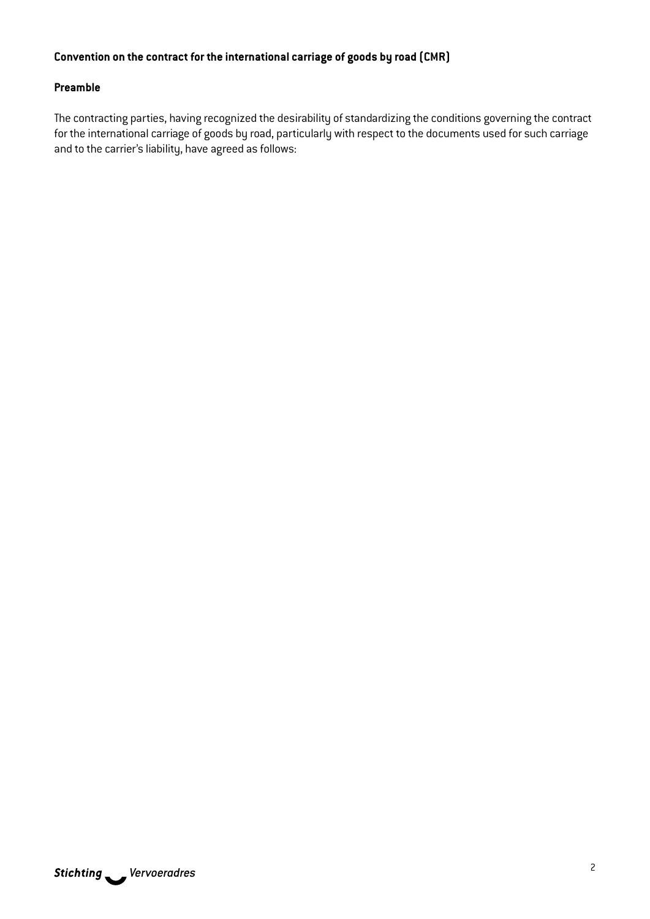**Convention on the contract for the international carriage of goods by road (CMR)**

**Preamble**

The contracting parties, having recognized the desirability of standardizing the conditions governing the contract for the international carriage of goods by road, particularly with respect to the documents used for such carriage and to the carrier's liability, have agreed as follows: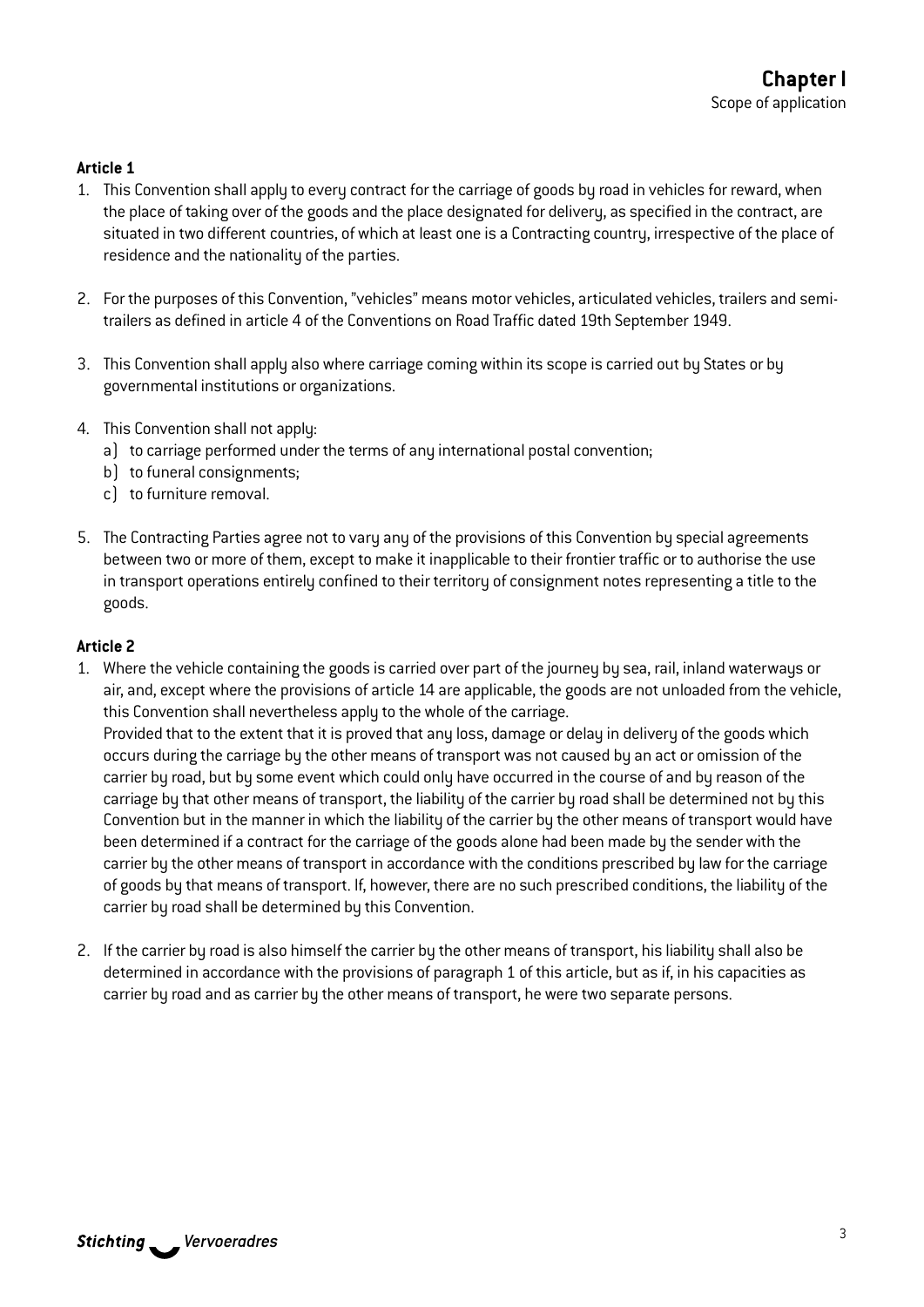# Chapter I

Scope of application

### Article 1

1. This Convention shall apply to every contract for the carriage of goods by road in vehicles for reward, when the place of taking over of the goods and the place designated for delivery, as specified in the contract, are situated in two different countries, of which at least one is a Contracting country, irrespective of the place of residence and the nationality of the parties.

2. For the purposes of this Convention, "vehicles" means motor vehicles, articulated vehicles, trailers and semi-trailers as defined in article 4 of the Conventions on Road Traffic dated 19th September 1949.

3. This Convention shall apply also where carriage coming within its scope is carried out by States or by governmental institutions or organizations.

4. This Convention shall not apply:
   a) to carriage performed under the terms of any international postal convention;
   b) to funeral consignments;
   c) to furniture removal.

5. The Contracting Parties agree not to vary any of the provisions of this Convention by special agreements between two or more of them, except to make it inapplicable to their frontier traffic or to authorise the use in transport operations entirely confined to their territory of consignment notes representing a title to the goods.

### Article 2

1. Where the vehicle containing the goods is carried over part of the journey by sea, rail, inland waterways or air, and, except where the provisions of article 14 are applicable, the goods are not unloaded from the vehicle, this Convention shall nevertheless apply to the whole of the carriage.
   Provided that to the extent that it is proved that any loss, damage or delay in delivery of the goods which occurs during the carriage by the other means of transport was not caused by an act or omission of the carrier by road, but by some event which could only have occurred in the course of and by reason of the carriage by that other means of transport, the liability of the carrier by road shall be determined not by this Convention but in the manner in which the liability of the carrier by the other means of transport would have been determined if a contract for the carriage of the goods alone had been made by the sender with the carrier by the other means of transport in accordance with the conditions prescribed by law for the carriage of goods by that means of transport. If, however, there are no such prescribed conditions, the liability of the carrier by road shall be determined by this Convention.

2. If the carrier by road is also himself the carrier by the other means of transport, his liability shall also be determined in accordance with the provisions of paragraph 1 of this article, but as if, in his capacities as carrier by road and as carrier by the other means of transport, he were two separate persons.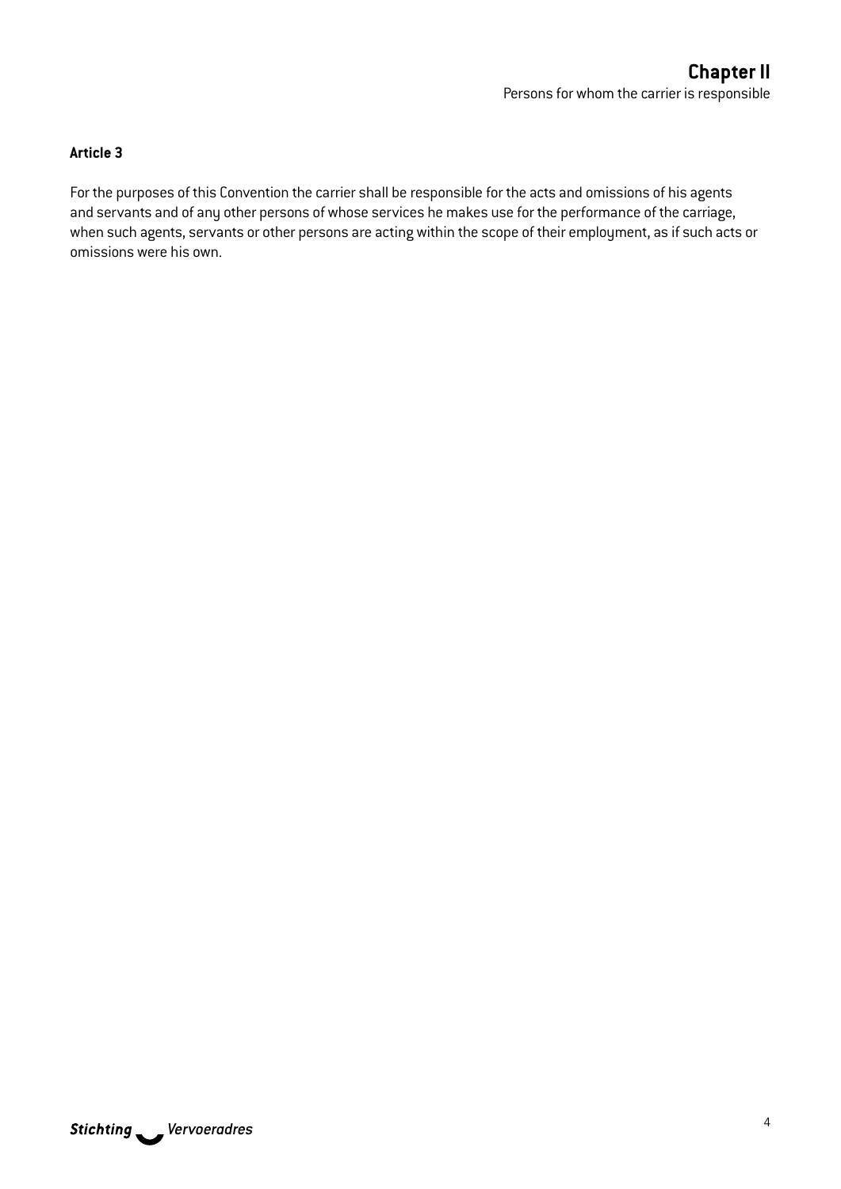## Chapter II
Persons for whom the carrier is responsible

### Article 3

For the purposes of this Convention the carrier shall be responsible for the acts and omissions of his agents and servants and of any other persons of whose services he makes use for the performance of the carriage, when such agents, servants or other persons are acting within the scope of their employment, as if such acts or omissions were his own.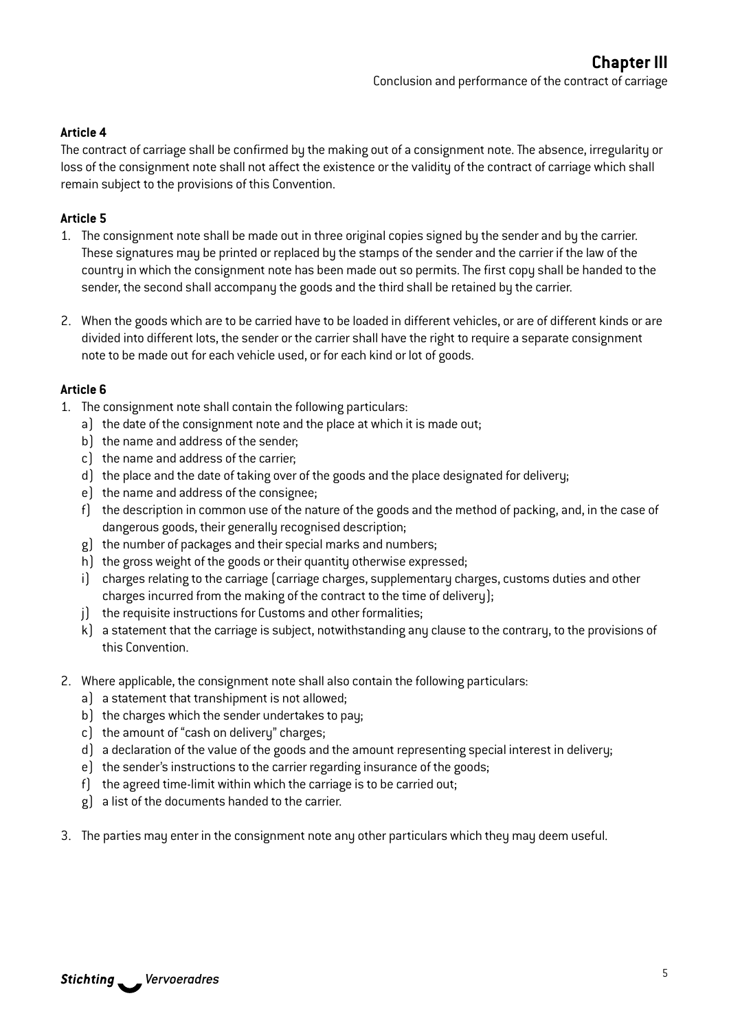## Chapter III

Conclusion and performance of the contract of carriage

### Article 4

The contract of carriage shall be confirmed by the making out of a consignment note. The absence, irregularity or loss of the consignment note shall not affect the existence or the validity of the contract of carriage which shall remain subject to the provisions of this Convention.

### Article 5

1. The consignment note shall be made out in three original copies signed by the sender and by the carrier. These signatures may be printed or replaced by the stamps of the sender and the carrier if the law of the country in which the consignment note has been made out so permits. The first copy shall be handed to the sender, the second shall accompany the goods and the third shall be retained by the carrier.

2. When the goods which are to be carried have to be loaded in different vehicles, or are of different kinds or are divided into different lots, the sender or the carrier shall have the right to require a separate consignment note to be made out for each vehicle used, or for each kind or lot of goods.

### Article 6

1. The consignment note shall contain the following particulars:
   a) the date of the consignment note and the place at which it is made out;
   b) the name and address of the sender;
   c) the name and address of the carrier;
   d) the place and the date of taking over of the goods and the place designated for delivery;
   e) the name and address of the consignee;
   f) the description in common use of the nature of the goods and the method of packing, and, in the case of dangerous goods, their generally recognised description;
   g) the number of packages and their special marks and numbers;
   h) the gross weight of the goods or their quantity otherwise expressed;
   i) charges relating to the carriage (carriage charges, supplementary charges, customs duties and other charges incurred from the making of the contract to the time of delivery);
   j) the requisite instructions for Customs and other formalities;
   k) a statement that the carriage is subject, notwithstanding any clause to the contrary, to the provisions of this Convention.

2. Where applicable, the consignment note shall also contain the following particulars:
   a) a statement that transhipment is not allowed;
   b) the charges which the sender undertakes to pay;
   c) the amount of "cash on delivery" charges;
   d) a declaration of the value of the goods and the amount representing special interest in delivery;
   e) the sender's instructions to the carrier regarding insurance of the goods;
   f) the agreed time-limit within which the carriage is to be carried out;
   g) a list of the documents handed to the carrier.

3. The parties may enter in the consignment note any other particulars which they may deem useful.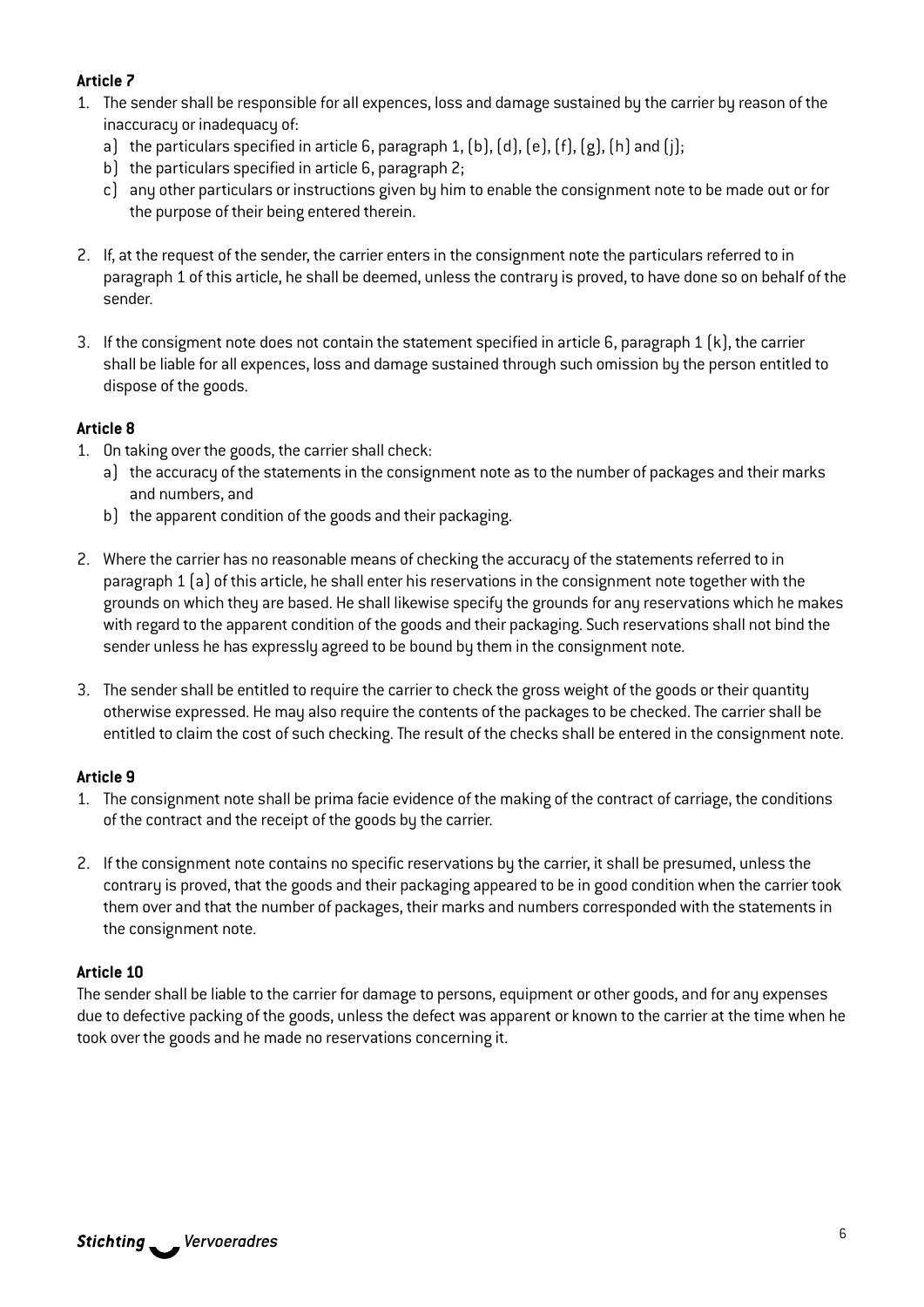**Article 7**

1. The sender shall be responsible for all expences, loss and damage sustained by the carrier by reason of the inaccuracy or inadequacy of:
   a) the particulars specified in article 6, paragraph 1, (b), (d), (e), (f), (g), (h) and (j);
   b) the particulars specified in article 6, paragraph 2;
   c) any other particulars or instructions given by him to enable the consignment note to be made out or for the purpose of their being entered therein.

2. If, at the request of the sender, the carrier enters in the consignment note the particulars referred to in paragraph 1 of this article, he shall be deemed, unless the contrary is proved, to have done so on behalf of the sender.

3. If the consigment note does not contain the statement specified in article 6, paragraph 1 (k), the carrier shall be liable for all expences, loss and damage sustained through such omission by the person entitled to dispose of the goods.

**Article 8**

1. On taking over the goods, the carrier shall check:
   a) the accuracy of the statements in the consignment note as to the number of packages and their marks and numbers, and
   b) the apparent condition of the goods and their packaging.

2. Where the carrier has no reasonable means of checking the accuracy of the statements referred to in paragraph 1 (a) of this article, he shall enter his reservations in the consignment note together with the grounds on which they are based. He shall likewise specify the grounds for any reservations which he makes with regard to the apparent condition of the goods and their packaging. Such reservations shall not bind the sender unless he has expressly agreed to be bound by them in the consignment note.

3. The sender shall be entitled to require the carrier to check the gross weight of the goods or their quantity otherwise expressed. He may also require the contents of the packages to be checked. The carrier shall be entitled to claim the cost of such checking. The result of the checks shall be entered in the consignment note.

**Article 9**

1. The consignment note shall be prima facie evidence of the making of the contract of carriage, the conditions of the contract and the receipt of the goods by the carrier.

2. If the consignment note contains no specific reservations by the carrier, it shall be presumed, unless the contrary is proved, that the goods and their packaging appeared to be in good condition when the carrier took them over and that the number of packages, their marks and numbers corresponded with the statements in the consignment note.

**Article 10**

The sender shall be liable to the carrier for damage to persons, equipment or other goods, and for any expenses due to defective packing of the goods, unless the defect was apparent or known to the carrier at the time when he took over the goods and he made no reservations concerning it.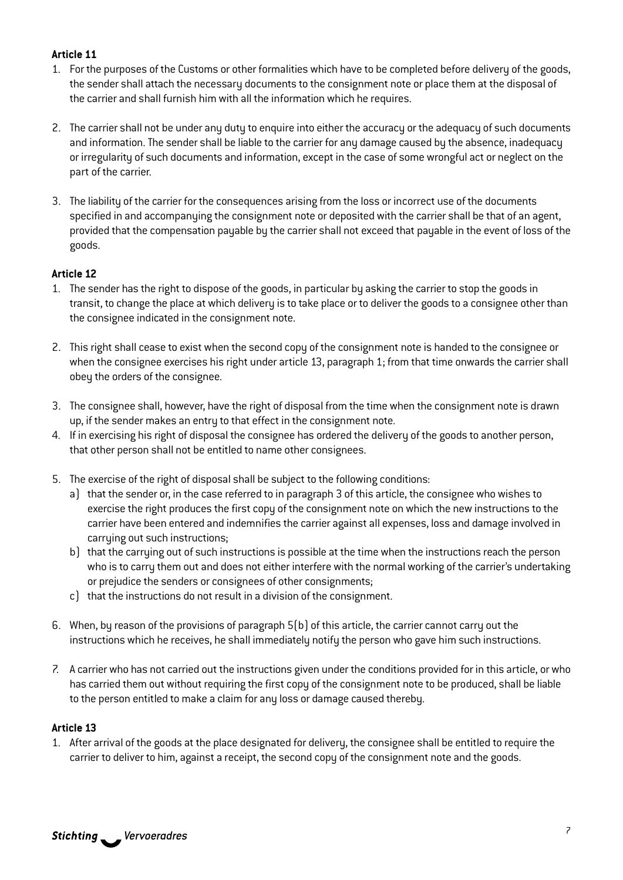**Article 11**

1. For the purposes of the Customs or other formalities which have to be completed before delivery of the goods, the sender shall attach the necessary documents to the consignment note or place them at the disposal of the carrier and shall furnish him with all the information which he requires.

2. The carrier shall not be under any duty to enquire into either the accuracy or the adequacy of such documents and information. The sender shall be liable to the carrier for any damage caused by the absence, inadequacy or irregularity of such documents and information, except in the case of some wrongful act or neglect on the part of the carrier.

3. The liability of the carrier for the consequences arising from the loss or incorrect use of the documents specified in and accompanying the consignment note or deposited with the carrier shall be that of an agent, provided that the compensation payable by the carrier shall not exceed that payable in the event of loss of the goods.

**Article 12**

1. The sender has the right to dispose of the goods, in particular by asking the carrier to stop the goods in transit, to change the place at which delivery is to take place or to deliver the goods to a consignee other than the consignee indicated in the consignment note.

2. This right shall cease to exist when the second copy of the consignment note is handed to the consignee or when the consignee exercises his right under article 13, paragraph 1; from that time onwards the carrier shall obey the orders of the consignee.

3. The consignee shall, however, have the right of disposal from the time when the consignment note is drawn up, if the sender makes an entry to that effect in the consignment note.
4. If in exercising his right of disposal the consignee has ordered the delivery of the goods to another person, that other person shall not be entitled to name other consignees.

5. The exercise of the right of disposal shall be subject to the following conditions:
   a) that the sender or, in the case referred to in paragraph 3 of this article, the consignee who wishes to exercise the right produces the first copy of the consignment note on which the new instructions to the carrier have been entered and indemnifies the carrier against all expenses, loss and damage involved in carrying out such instructions;
   b) that the carrying out of such instructions is possible at the time when the instructions reach the person who is to carry them out and does not either interfere with the normal working of the carrier's undertaking or prejudice the senders or consignees of other consignments;
   c) that the instructions do not result in a division of the consignment.

6. When, by reason of the provisions of paragraph 5(b) of this article, the carrier cannot carry out the instructions which he receives, he shall immediately notify the person who gave him such instructions.

7. A carrier who has not carried out the instructions given under the conditions provided for in this article, or who has carried them out without requiring the first copy of the consignment note to be produced, shall be liable to the person entitled to make a claim for any loss or damage caused thereby.

**Article 13**

1. After arrival of the goods at the place designated for delivery, the consignee shall be entitled to require the carrier to deliver to him, against a receipt, the second copy of the consignment note and the goods.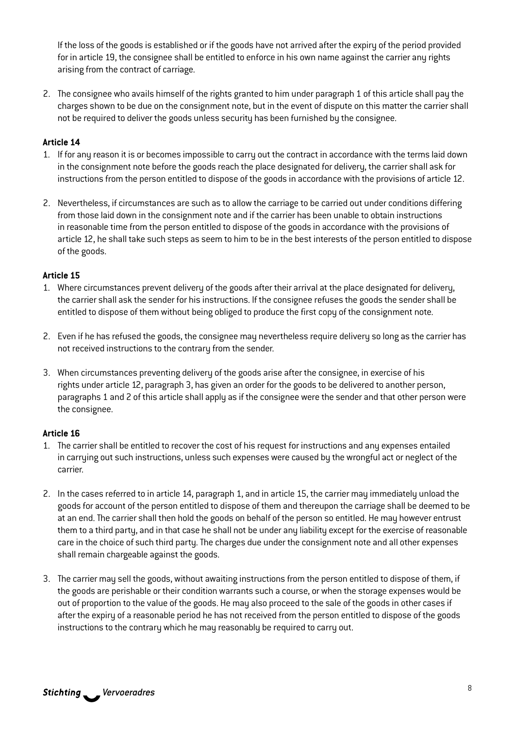If the loss of the goods is established or if the goods have not arrived after the expiry of the period provided for in article 19, the consignee shall be entitled to enforce in his own name against the carrier any rights arising from the contract of carriage.

2. The consignee who avails himself of the rights granted to him under paragraph 1 of this article shall pay the charges shown to be due on the consignment note, but in the event of dispute on this matter the carrier shall not be required to deliver the goods unless security has been furnished by the consignee.

**Article 14**

1. If for any reason it is or becomes impossible to carry out the contract in accordance with the terms laid down in the consignment note before the goods reach the place designated for delivery, the carrier shall ask for instructions from the person entitled to dispose of the goods in accordance with the provisions of article 12.

2. Nevertheless, if circumstances are such as to allow the carriage to be carried out under conditions differing from those laid down in the consignment note and if the carrier has been unable to obtain instructions in reasonable time from the person entitled to dispose of the goods in accordance with the provisions of article 12, he shall take such steps as seem to him to be in the best interests of the person entitled to dispose of the goods.

**Article 15**

1. Where circumstances prevent delivery of the goods after their arrival at the place designated for delivery, the carrier shall ask the sender for his instructions. If the consignee refuses the goods the sender shall be entitled to dispose of them without being obliged to produce the first copy of the consignment note.

2. Even if he has refused the goods, the consignee may nevertheless require delivery so long as the carrier has not received instructions to the contrary from the sender.

3. When circumstances preventing delivery of the goods arise after the consignee, in exercise of his rights under article 12, paragraph 3, has given an order for the goods to be delivered to another person, paragraphs 1 and 2 of this article shall apply as if the consignee were the sender and that other person were the consignee.

**Article 16**

1. The carrier shall be entitled to recover the cost of his request for instructions and any expenses entailed in carrying out such instructions, unless such expenses were caused by the wrongful act or neglect of the carrier.

2. In the cases referred to in article 14, paragraph 1, and in article 15, the carrier may immediately unload the goods for account of the person entitled to dispose of them and thereupon the carriage shall be deemed to be at an end. The carrier shall then hold the goods on behalf of the person so entitled. He may however entrust them to a third party, and in that case he shall not be under any liability except for the exercise of reasonable care in the choice of such third party. The charges due under the consignment note and all other expenses shall remain chargeable against the goods.

3. The carrier may sell the goods, without awaiting instructions from the person entitled to dispose of them, if the goods are perishable or their condition warrants such a course, or when the storage expenses would be out of proportion to the value of the goods. He may also proceed to the sale of the goods in other cases if after the expiry of a reasonable period he has not received from the person entitled to dispose of the goods instructions to the contrary which he may reasonably be required to carry out.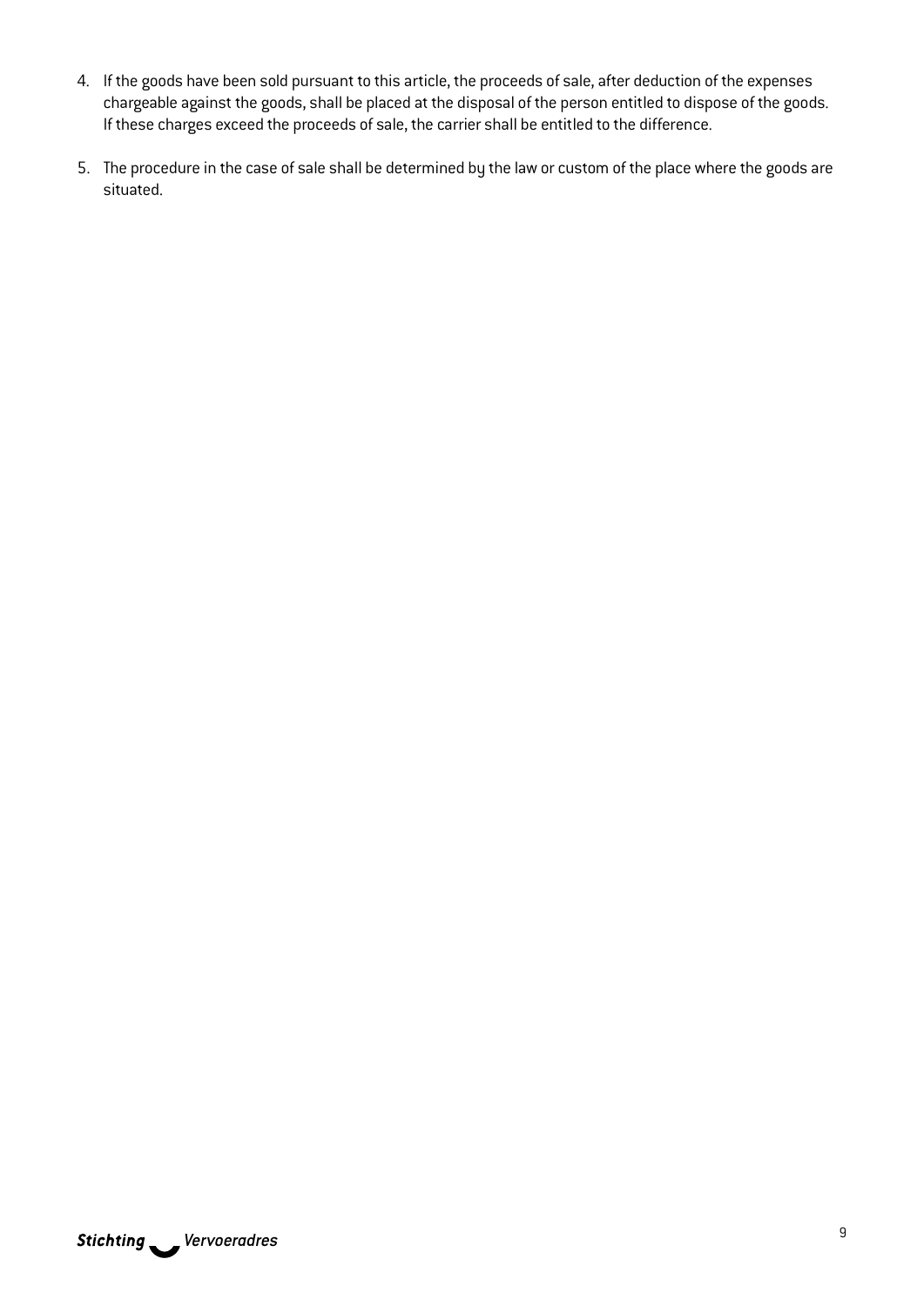4. If the goods have been sold pursuant to this article, the proceeds of sale, after deduction of the expenses chargeable against the goods, shall be placed at the disposal of the person entitled to dispose of the goods. If these charges exceed the proceeds of sale, the carrier shall be entitled to the difference.

5. The procedure in the case of sale shall be determined by the law or custom of the place where the goods are situated.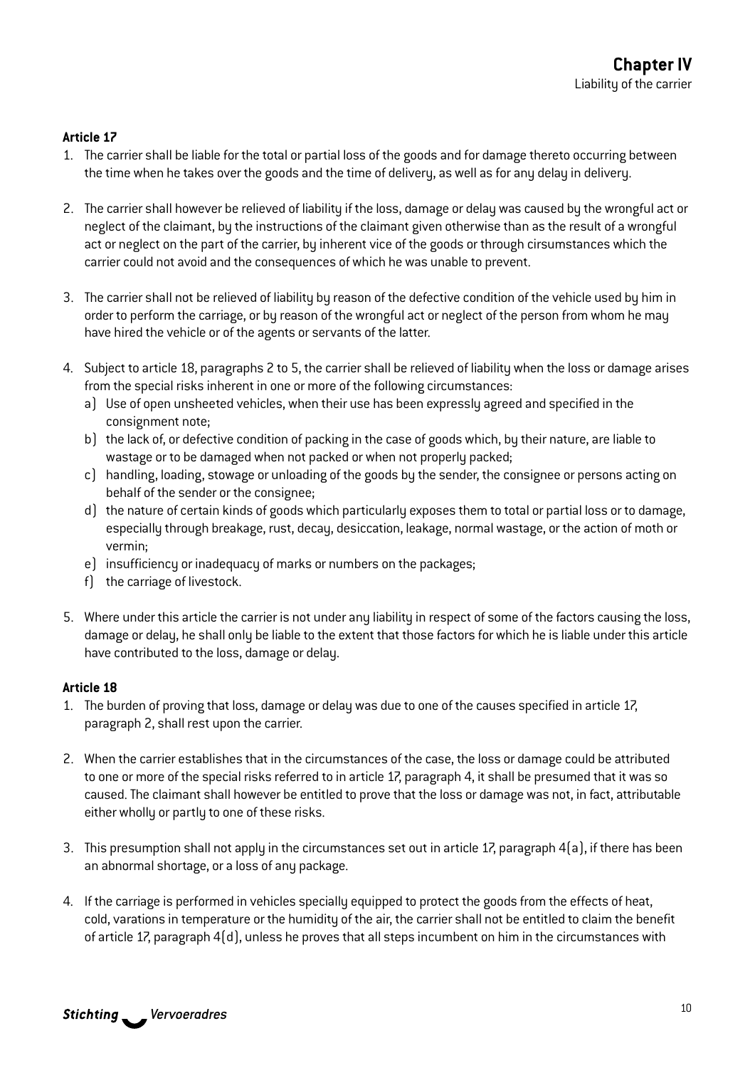## Chapter IV
Liability of the carrier

**Article 17**

1. The carrier shall be liable for the total or partial loss of the goods and for damage thereto occurring between the time when he takes over the goods and the time of delivery, as well as for any delay in delivery.

2. The carrier shall however be relieved of liability if the loss, damage or delay was caused by the wrongful act or neglect of the claimant, by the instructions of the claimant given otherwise than as the result of a wrongful act or neglect on the part of the carrier, by inherent vice of the goods or through cirsumstances which the carrier could not avoid and the consequences of which he was unable to prevent.

3. The carrier shall not be relieved of liability by reason of the defective condition of the vehicle used by him in order to perform the carriage, or by reason of the wrongful act or neglect of the person from whom he may have hired the vehicle or of the agents or servants of the latter.

4. Subject to article 18, paragraphs 2 to 5, the carrier shall be relieved of liability when the loss or damage arises from the special risks inherent in one or more of the following circumstances:
   a) Use of open unsheeted vehicles, when their use has been expressly agreed and specified in the consignment note;
   b) the lack of, or defective condition of packing in the case of goods which, by their nature, are liable to wastage or to be damaged when not packed or when not properly packed;
   c) handling, loading, stowage or unloading of the goods by the sender, the consignee or persons acting on behalf of the sender or the consignee;
   d) the nature of certain kinds of goods which particularly exposes them to total or partial loss or to damage, especially through breakage, rust, decay, desiccation, leakage, normal wastage, or the action of moth or vermin;
   e) insufficiency or inadequacy of marks or numbers on the packages;
   f) the carriage of livestock.

5. Where under this article the carrier is not under any liability in respect of some of the factors causing the loss, damage or delay, he shall only be liable to the extent that those factors for which he is liable under this article have contributed to the loss, damage or delay.

**Article 18**

1. The burden of proving that loss, damage or delay was due to one of the causes specified in article 17, paragraph 2, shall rest upon the carrier.

2. When the carrier establishes that in the circumstances of the case, the loss or damage could be attributed to one or more of the special risks referred to in article 17, paragraph 4, it shall be presumed that it was so caused. The claimant shall however be entitled to prove that the loss or damage was not, in fact, attributable either wholly or partly to one of these risks.

3. This presumption shall not apply in the circumstances set out in article 17, paragraph 4(a), if there has been an abnormal shortage, or a loss of any package.

4. If the carriage is performed in vehicles specially equipped to protect the goods from the effects of heat, cold, varations in temperature or the humidity of the air, the carrier shall not be entitled to claim the benefit of article 17, paragraph 4(d), unless he proves that all steps incumbent on him in the circumstances with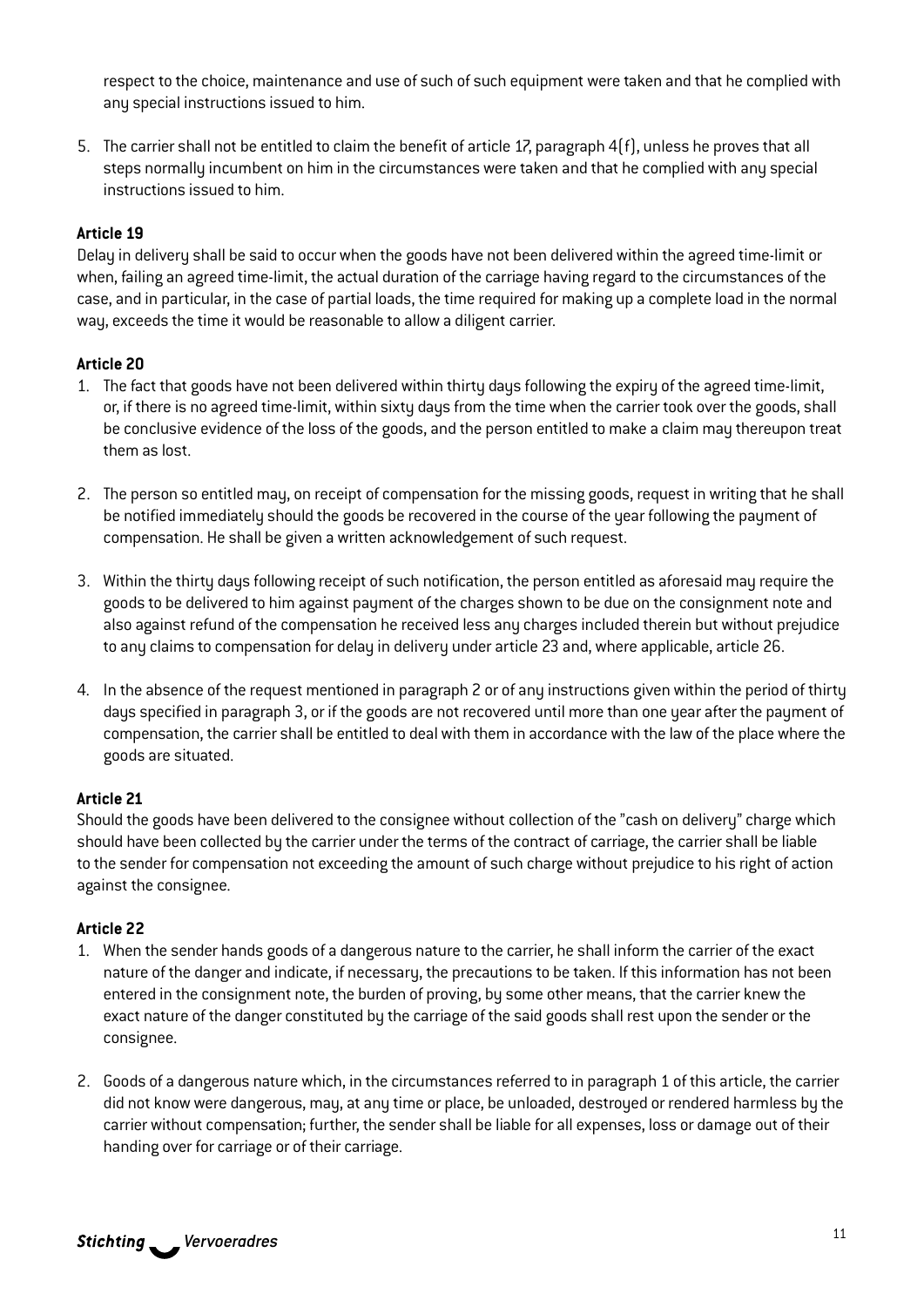respect to the choice, maintenance and use of such of such equipment were taken and that he complied with any special instructions issued to him.

5. The carrier shall not be entitled to claim the benefit of article 17, paragraph 4(f), unless he proves that all steps normally incumbent on him in the circumstances were taken and that he complied with any special instructions issued to him.

**Article 19**

Delay in delivery shall be said to occur when the goods have not been delivered within the agreed time-limit or when, failing an agreed time-limit, the actual duration of the carriage having regard to the circumstances of the case, and in particular, in the case of partial loads, the time required for making up a complete load in the normal way, exceeds the time it would be reasonable to allow a diligent carrier.

**Article 20**

1. The fact that goods have not been delivered within thirty days following the expiry of the agreed time-limit, or, if there is no agreed time-limit, within sixty days from the time when the carrier took over the goods, shall be conclusive evidence of the loss of the goods, and the person entitled to make a claim may thereupon treat them as lost.

2. The person so entitled may, on receipt of compensation for the missing goods, request in writing that he shall be notified immediately should the goods be recovered in the course of the year following the payment of compensation. He shall be given a written acknowledgement of such request.

3. Within the thirty days following receipt of such notification, the person entitled as aforesaid may require the goods to be delivered to him against payment of the charges shown to be due on the consignment note and also against refund of the compensation he received less any charges included therein but without prejudice to any claims to compensation for delay in delivery under article 23 and, where applicable, article 26.

4. In the absence of the request mentioned in paragraph 2 or of any instructions given within the period of thirty days specified in paragraph 3, or if the goods are not recovered until more than one year after the payment of compensation, the carrier shall be entitled to deal with them in accordance with the law of the place where the goods are situated.

**Article 21**

Should the goods have been delivered to the consignee without collection of the "cash on delivery" charge which should have been collected by the carrier under the terms of the contract of carriage, the carrier shall be liable to the sender for compensation not exceeding the amount of such charge without prejudice to his right of action against the consignee.

**Article 22**

1. When the sender hands goods of a dangerous nature to the carrier, he shall inform the carrier of the exact nature of the danger and indicate, if necessary, the precautions to be taken. If this information has not been entered in the consignment note, the burden of proving, by some other means, that the carrier knew the exact nature of the danger constituted by the carriage of the said goods shall rest upon the sender or the consignee.

2. Goods of a dangerous nature which, in the circumstances referred to in paragraph 1 of this article, the carrier did not know were dangerous, may, at any time or place, be unloaded, destroyed or rendered harmless by the carrier without compensation; further, the sender shall be liable for all expenses, loss or damage out of their handing over for carriage or of their carriage.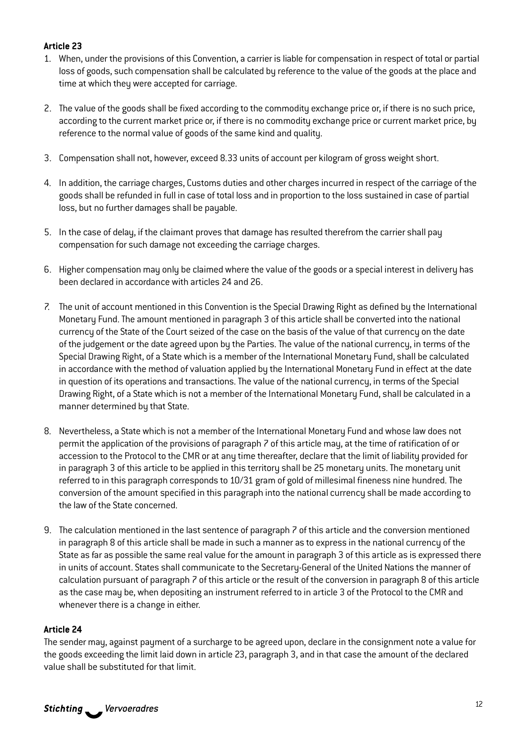**Article 23**

1. When, under the provisions of this Convention, a carrier is liable for compensation in respect of total or partial loss of goods, such compensation shall be calculated by reference to the value of the goods at the place and time at which they were accepted for carriage.

2. The value of the goods shall be fixed according to the commodity exchange price or, if there is no such price, according to the current market price or, if there is no commodity exchange price or current market price, by reference to the normal value of goods of the same kind and quality.

3. Compensation shall not, however, exceed 8.33 units of account per kilogram of gross weight short.

4. In addition, the carriage charges, Customs duties and other charges incurred in respect of the carriage of the goods shall be refunded in full in case of total loss and in proportion to the loss sustained in case of partial loss, but no further damages shall be payable.

5. In the case of delay, if the claimant proves that damage has resulted therefrom the carrier shall pay compensation for such damage not exceeding the carriage charges.

6. Higher compensation may only be claimed where the value of the goods or a special interest in delivery has been declared in accordance with articles 24 and 26.

7. The unit of account mentioned in this Convention is the Special Drawing Right as defined by the International Monetary Fund. The amount mentioned in paragraph 3 of this article shall be converted into the national currency of the State of the Court seized of the case on the basis of the value of that currency on the date of the judgement or the date agreed upon by the Parties. The value of the national currency, in terms of the Special Drawing Right, of a State which is a member of the International Monetary Fund, shall be calculated in accordance with the method of valuation applied by the International Monetary Fund in effect at the date in question of its operations and transactions. The value of the national currency, in terms of the Special Drawing Right, of a State which is not a member of the International Monetary Fund, shall be calculated in a manner determined by that State.

8. Nevertheless, a State which is not a member of the International Monetary Fund and whose law does not permit the application of the provisions of paragraph 7 of this article may, at the time of ratification of or accession to the Protocol to the CMR or at any time thereafter, declare that the limit of liability provided for in paragraph 3 of this article to be applied in this territory shall be 25 monetary units. The monetary unit referred to in this paragraph corresponds to 10/31 gram of gold of millesimal fineness nine hundred. The conversion of the amount specified in this paragraph into the national currency shall be made according to the law of the State concerned.

9. The calculation mentioned in the last sentence of paragraph 7 of this article and the conversion mentioned in paragraph 8 of this article shall be made in such a manner as to express in the national currency of the State as far as possible the same real value for the amount in paragraph 3 of this article as is expressed there in units of account. States shall communicate to the Secretary-General of the United Nations the manner of calculation pursuant of paragraph 7 of this article or the result of the conversion in paragraph 8 of this article as the case may be, when depositing an instrument referred to in article 3 of the Protocol to the CMR and whenever there is a change in either.

**Article 24**

The sender may, against payment of a surcharge to be agreed upon, declare in the consignment note a value for the goods exceeding the limit laid down in article 23, paragraph 3, and in that case the amount of the declared value shall be substituted for that limit.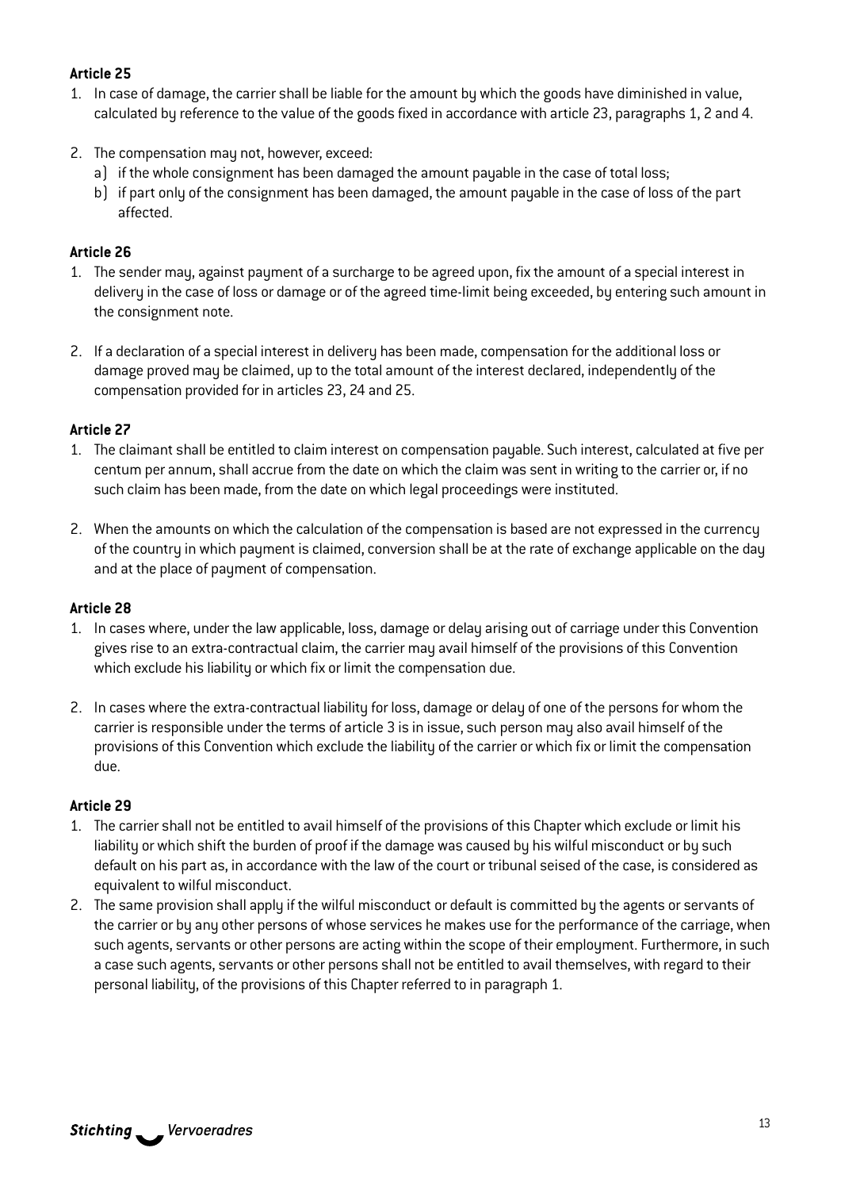**Article 25**

1. In case of damage, the carrier shall be liable for the amount by which the goods have diminished in value, calculated by reference to the value of the goods fixed in accordance with article 23, paragraphs 1, 2 and 4.

2. The compensation may not, however, exceed:
   a) if the whole consignment has been damaged the amount payable in the case of total loss;
   b) if part only of the consignment has been damaged, the amount payable in the case of loss of the part affected.

**Article 26**

1. The sender may, against payment of a surcharge to be agreed upon, fix the amount of a special interest in delivery in the case of loss or damage or of the agreed time-limit being exceeded, by entering such amount in the consignment note.

2. If a declaration of a special interest in delivery has been made, compensation for the additional loss or damage proved may be claimed, up to the total amount of the interest declared, independently of the compensation provided for in articles 23, 24 and 25.

**Article 27**

1. The claimant shall be entitled to claim interest on compensation payable. Such interest, calculated at five per centum per annum, shall accrue from the date on which the claim was sent in writing to the carrier or, if no such claim has been made, from the date on which legal proceedings were instituted.

2. When the amounts on which the calculation of the compensation is based are not expressed in the currency of the country in which payment is claimed, conversion shall be at the rate of exchange applicable on the day and at the place of payment of compensation.

**Article 28**

1. In cases where, under the law applicable, loss, damage or delay arising out of carriage under this Convention gives rise to an extra-contractual claim, the carrier may avail himself of the provisions of this Convention which exclude his liability or which fix or limit the compensation due.

2. In cases where the extra-contractual liability for loss, damage or delay of one of the persons for whom the carrier is responsible under the terms of article 3 is in issue, such person may also avail himself of the provisions of this Convention which exclude the liability of the carrier or which fix or limit the compensation due.

**Article 29**

1. The carrier shall not be entitled to avail himself of the provisions of this Chapter which exclude or limit his liability or which shift the burden of proof if the damage was caused by his wilful misconduct or by such default on his part as, in accordance with the law of the court or tribunal seised of the case, is considered as equivalent to wilful misconduct.
2. The same provision shall apply if the wilful misconduct or default is committed by the agents or servants of the carrier or by any other persons of whose services he makes use for the performance of the carriage, when such agents, servants or other persons are acting within the scope of their employment. Furthermore, in such a case such agents, servants or other persons shall not be entitled to avail themselves, with regard to their personal liability, of the provisions of this Chapter referred to in paragraph 1.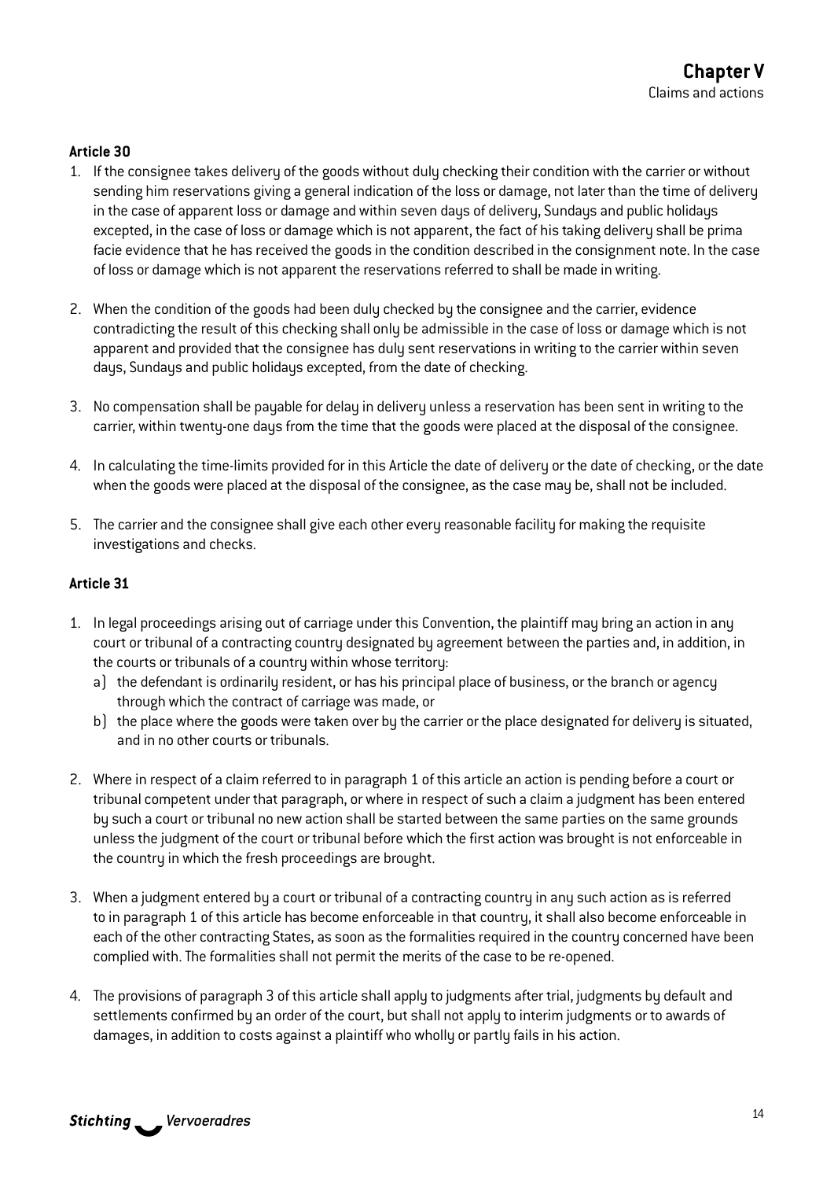## Chapter V

Claims and actions

### Article 30

1. If the consignee takes delivery of the goods without duly checking their condition with the carrier or without sending him reservations giving a general indication of the loss or damage, not later than the time of delivery in the case of apparent loss or damage and within seven days of delivery, Sundays and public holidays excepted, in the case of loss or damage which is not apparent, the fact of his taking delivery shall be prima facie evidence that he has received the goods in the condition described in the consignment note. In the case of loss or damage which is not apparent the reservations referred to shall be made in writing.

2. When the condition of the goods had been duly checked by the consignee and the carrier, evidence contradicting the result of this checking shall only be admissible in the case of loss or damage which is not apparent and provided that the consignee has duly sent reservations in writing to the carrier within seven days, Sundays and public holidays excepted, from the date of checking.

3. No compensation shall be payable for delay in delivery unless a reservation has been sent in writing to the carrier, within twenty-one days from the time that the goods were placed at the disposal of the consignee.

4. In calculating the time-limits provided for in this Article the date of delivery or the date of checking, or the date when the goods were placed at the disposal of the consignee, as the case may be, shall not be included.

5. The carrier and the consignee shall give each other every reasonable facility for making the requisite investigations and checks.

### Article 31

1. In legal proceedings arising out of carriage under this Convention, the plaintiff may bring an action in any court or tribunal of a contracting country designated by agreement between the parties and, in addition, in the courts or tribunals of a country within whose territory:
   a) the defendant is ordinarily resident, or has his principal place of business, or the branch or agency through which the contract of carriage was made, or
   b) the place where the goods were taken over by the carrier or the place designated for delivery is situated, and in no other courts or tribunals.

2. Where in respect of a claim referred to in paragraph 1 of this article an action is pending before a court or tribunal competent under that paragraph, or where in respect of such a claim a judgment has been entered by such a court or tribunal no new action shall be started between the same parties on the same grounds unless the judgment of the court or tribunal before which the first action was brought is not enforceable in the country in which the fresh proceedings are brought.

3. When a judgment entered by a court or tribunal of a contracting country in any such action as is referred to in paragraph 1 of this article has become enforceable in that country, it shall also become enforceable in each of the other contracting States, as soon as the formalities required in the country concerned have been complied with. The formalities shall not permit the merits of the case to be re-opened.

4. The provisions of paragraph 3 of this article shall apply to judgments after trial, judgments by default and settlements confirmed by an order of the court, but shall not apply to interim judgments or to awards of damages, in addition to costs against a plaintiff who wholly or partly fails in his action.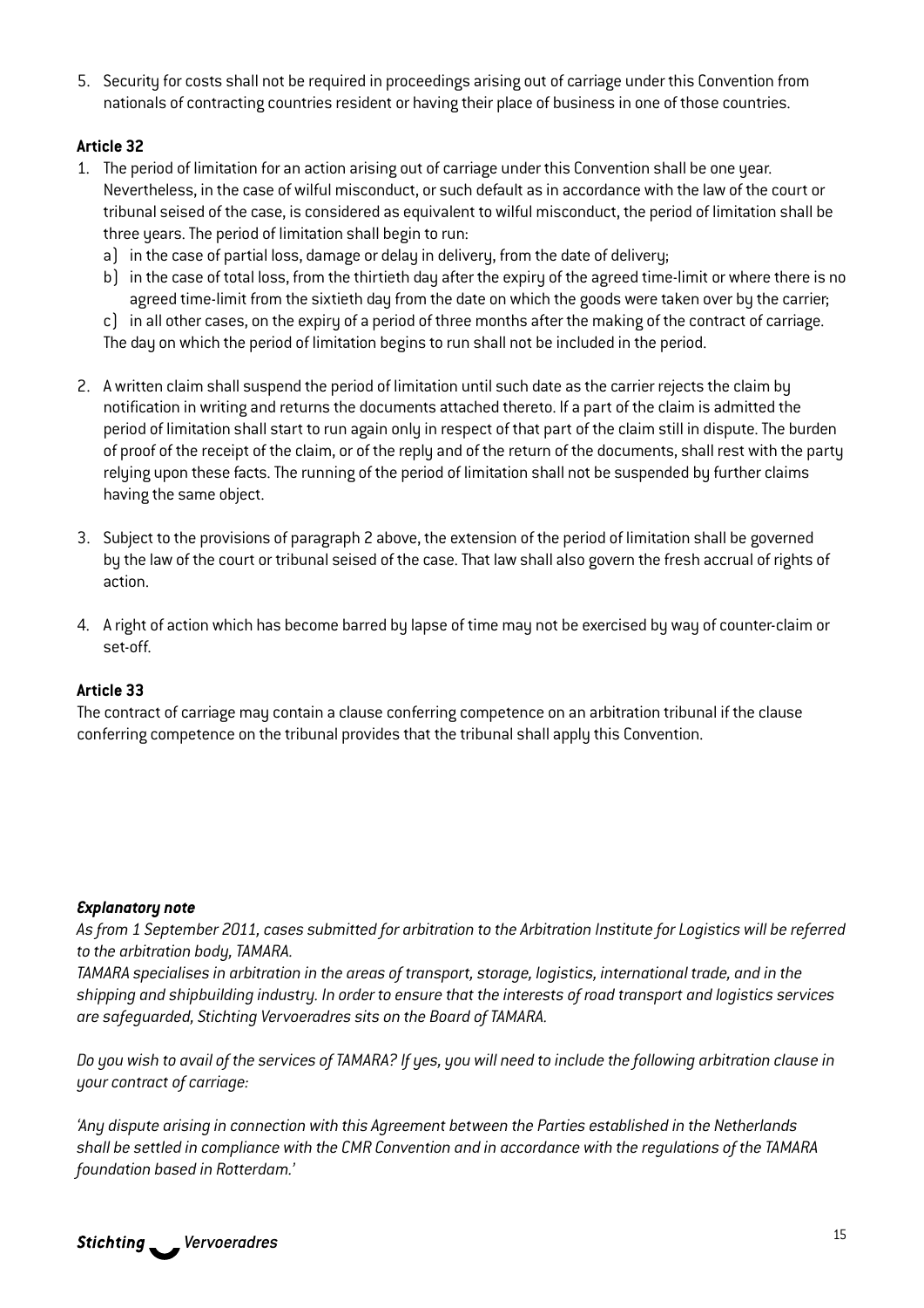5. Security for costs shall not be required in proceedings arising out of carriage under this Convention from nationals of contracting countries resident or having their place of business in one of those countries.

### Article 32

1. The period of limitation for an action arising out of carriage under this Convention shall be one year. Nevertheless, in the case of wilful misconduct, or such default as in accordance with the law of the court or tribunal seised of the case, is considered as equivalent to wilful misconduct, the period of limitation shall be three years. The period of limitation shall begin to run:
   a) in the case of partial loss, damage or delay in delivery, from the date of delivery;
   b) in the case of total loss, from the thirtieth day after the expiry of the agreed time-limit or where there is no agreed time-limit from the sixtieth day from the date on which the goods were taken over by the carrier;
   c) in all other cases, on the expiry of a period of three months after the making of the contract of carriage.
   
   The day on which the period of limitation begins to run shall not be included in the period.

2. A written claim shall suspend the period of limitation until such date as the carrier rejects the claim by notification in writing and returns the documents attached thereto. If a part of the claim is admitted the period of limitation shall start to run again only in respect of that part of the claim still in dispute. The burden of proof of the receipt of the claim, or of the reply and of the return of the documents, shall rest with the party relying upon these facts. The running of the period of limitation shall not be suspended by further claims having the same object.

3. Subject to the provisions of paragraph 2 above, the extension of the period of limitation shall be governed by the law of the court or tribunal seised of the case. That law shall also govern the fresh accrual of rights of action.

4. A right of action which has become barred by lapse of time may not be exercised by way of counter-claim or set-off.

### Article 33

The contract of carriage may contain a clause conferring competence on an arbitration tribunal if the clause conferring competence on the tribunal provides that the tribunal shall apply this Convention.

***Explanatory note***

*As from 1 September 2011, cases submitted for arbitration to the Arbitration Institute for Logistics will be referred to the arbitration body, TAMARA.*

*TAMARA specialises in arbitration in the areas of transport, storage, logistics, international trade, and in the shipping and shipbuilding industry. In order to ensure that the interests of road transport and logistics services are safeguarded, Stichting Vervoeradres sits on the Board of TAMARA.*

*Do you wish to avail of the services of TAMARA? If yes, you will need to include the following arbitration clause in your contract of carriage:*

*'Any dispute arising in connection with this Agreement between the Parties established in the Netherlands shall be settled in compliance with the CMR Convention and in accordance with the regulations of the TAMARA foundation based in Rotterdam.'*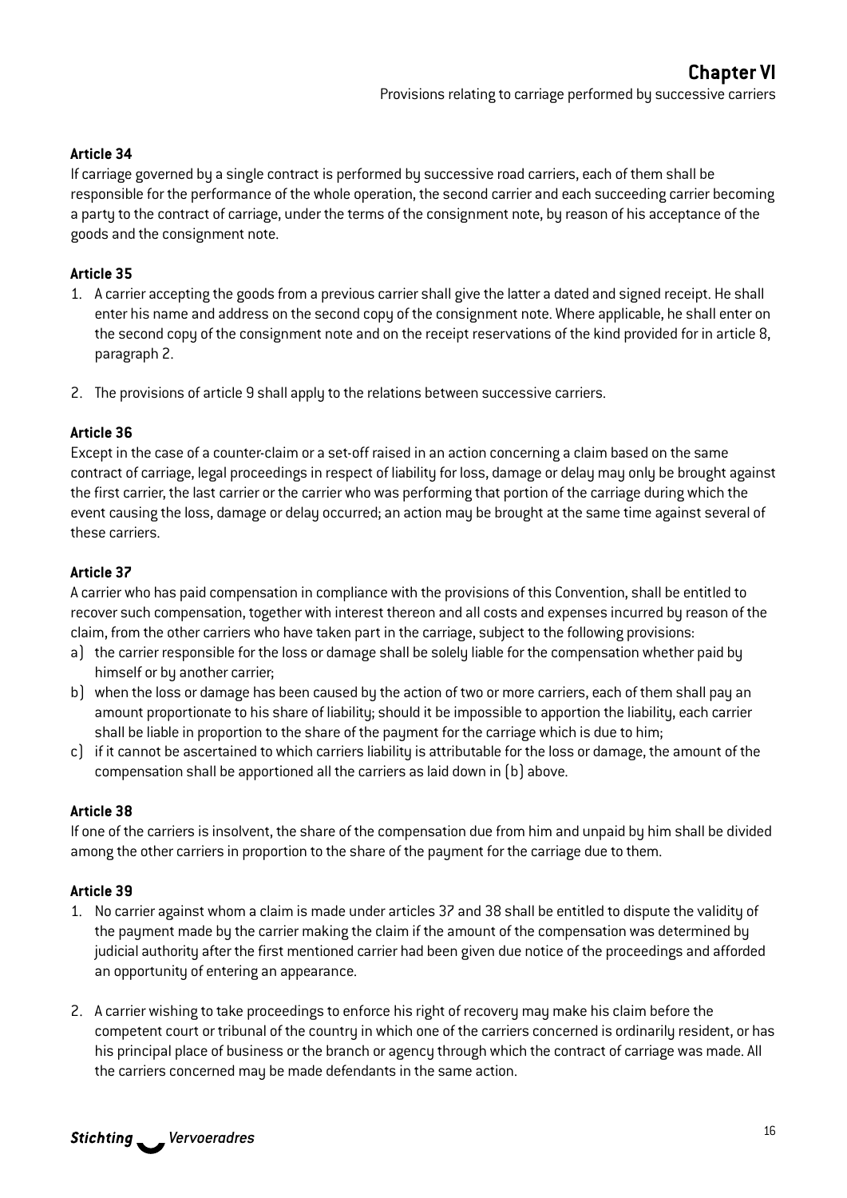## Chapter VI

Provisions relating to carriage performed by successive carriers

### Article 34

If carriage governed by a single contract is performed by successive road carriers, each of them shall be responsible for the performance of the whole operation, the second carrier and each succeeding carrier becoming a party to the contract of carriage, under the terms of the consignment note, by reason of his acceptance of the goods and the consignment note.

### Article 35

1. A carrier accepting the goods from a previous carrier shall give the latter a dated and signed receipt. He shall enter his name and address on the second copy of the consignment note. Where applicable, he shall enter on the second copy of the consignment note and on the receipt reservations of the kind provided for in article 8, paragraph 2.
2. The provisions of article 9 shall apply to the relations between successive carriers.

### Article 36

Except in the case of a counter-claim or a set-off raised in an action concerning a claim based on the same contract of carriage, legal proceedings in respect of liability for loss, damage or delay may only be brought against the first carrier, the last carrier or the carrier who was performing that portion of the carriage during which the event causing the loss, damage or delay occurred; an action may be brought at the same time against several of these carriers.

### Article 37

A carrier who has paid compensation in compliance with the provisions of this Convention, shall be entitled to recover such compensation, together with interest thereon and all costs and expenses incurred by reason of the claim, from the other carriers who have taken part in the carriage, subject to the following provisions:

a) the carrier responsible for the loss or damage shall be solely liable for the compensation whether paid by himself or by another carrier;
b) when the loss or damage has been caused by the action of two or more carriers, each of them shall pay an amount proportionate to his share of liability; should it be impossible to apportion the liability, each carrier shall be liable in proportion to the share of the payment for the carriage which is due to him;
c) if it cannot be ascertained to which carriers liability is attributable for the loss or damage, the amount of the compensation shall be apportioned all the carriers as laid down in (b) above.

### Article 38

If one of the carriers is insolvent, the share of the compensation due from him and unpaid by him shall be divided among the other carriers in proportion to the share of the payment for the carriage due to them.

### Article 39

1. No carrier against whom a claim is made under articles 37 and 38 shall be entitled to dispute the validity of the payment made by the carrier making the claim if the amount of the compensation was determined by judicial authority after the first mentioned carrier had been given due notice of the proceedings and afforded an opportunity of entering an appearance.
2. A carrier wishing to take proceedings to enforce his right of recovery may make his claim before the competent court or tribunal of the country in which one of the carriers concerned is ordinarily resident, or has his principal place of business or the branch or agency through which the contract of carriage was made. All the carriers concerned may be made defendants in the same action.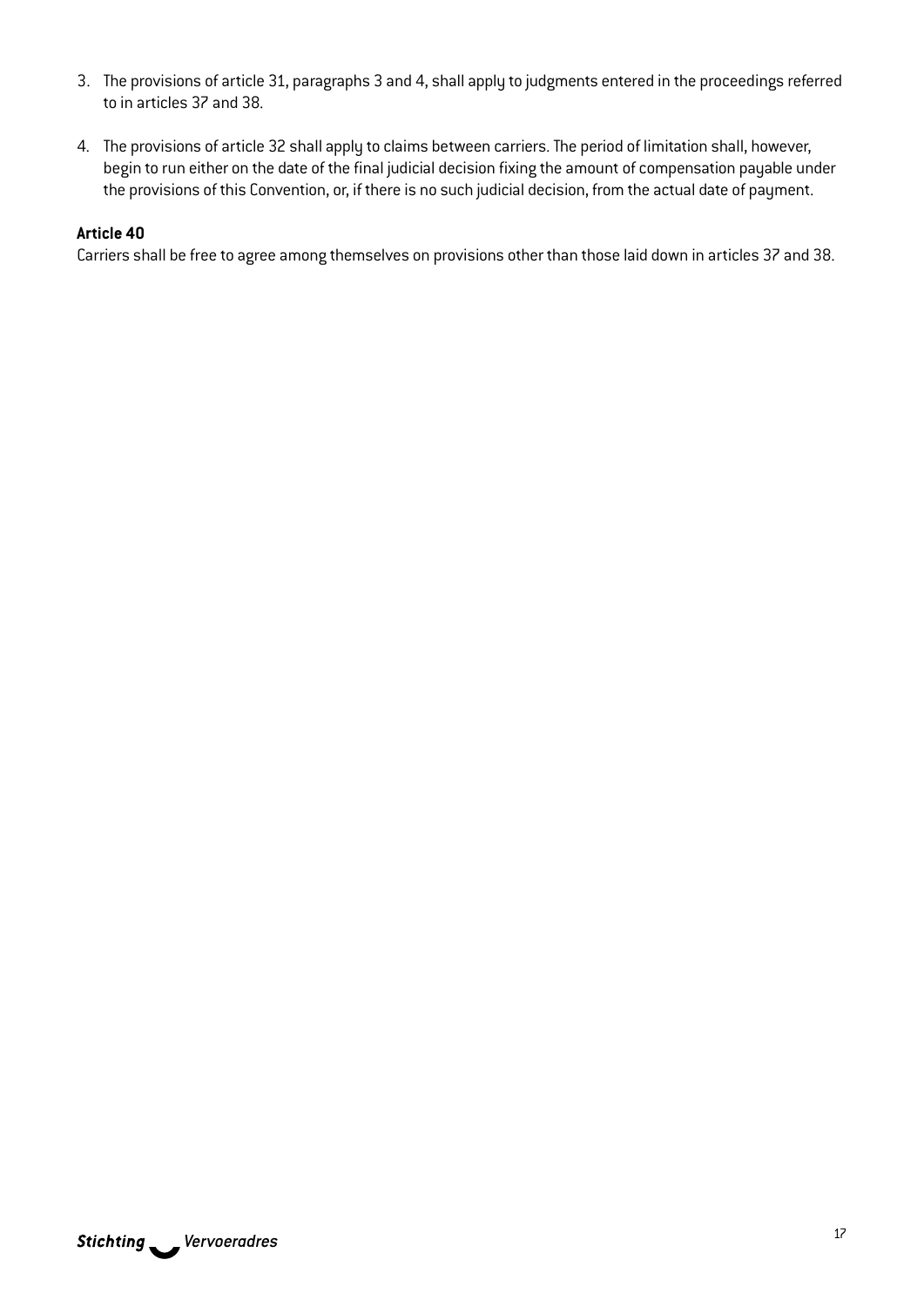3. The provisions of article 31, paragraphs 3 and 4, shall apply to judgments entered in the proceedings referred to in articles 37 and 38.

4. The provisions of article 32 shall apply to claims between carriers. The period of limitation shall, however, begin to run either on the date of the final judicial decision fixing the amount of compensation payable under the provisions of this Convention, or, if there is no such judicial decision, from the actual date of payment.

**Article 40**

Carriers shall be free to agree among themselves on provisions other than those laid down in articles 37 and 38.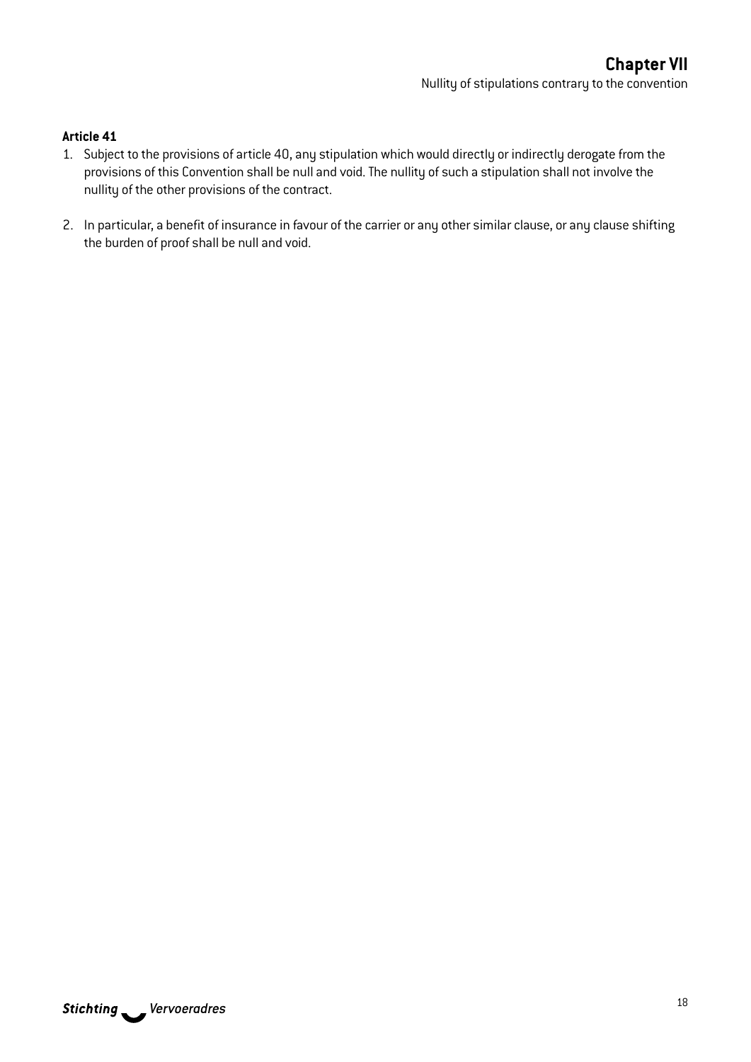# Chapter VII

Nullity of stipulations contrary to the convention

### Article 41

1. Subject to the provisions of article 40, any stipulation which would directly or indirectly derogate from the provisions of this Convention shall be null and void. The nullity of such a stipulation shall not involve the nullity of the other provisions of the contract.

2. In particular, a benefit of insurance in favour of the carrier or any other similar clause, or any clause shifting the burden of proof shall be null and void.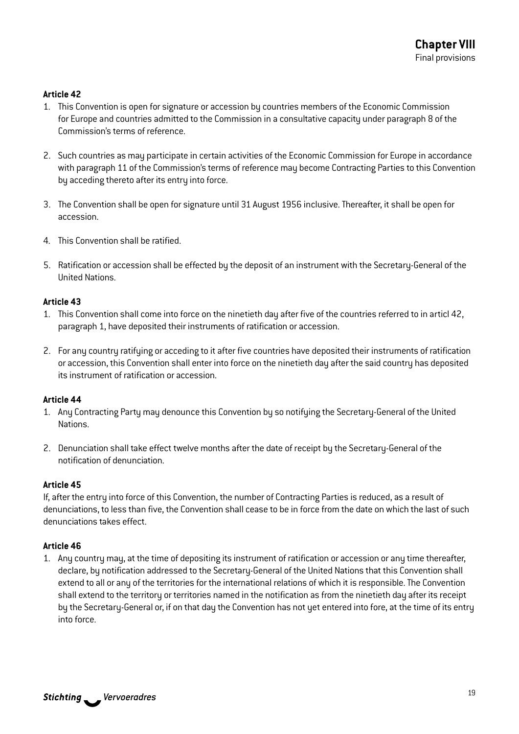## Chapter VIII
Final provisions

### Article 42

1. This Convention is open for signature or accession by countries members of the Economic Commission for Europe and countries admitted to the Commission in a consultative capacity under paragraph 8 of the Commission's terms of reference.

2. Such countries as may participate in certain activities of the Economic Commission for Europe in accordance with paragraph 11 of the Commission's terms of reference may become Contracting Parties to this Convention by acceding thereto after its entry into force.

3. The Convention shall be open for signature until 31 August 1956 inclusive. Thereafter, it shall be open for accession.

4. This Convention shall be ratified.

5. Ratification or accession shall be effected by the deposit of an instrument with the Secretary-General of the United Nations.

### Article 43

1. This Convention shall come into force on the ninetieth day after five of the countries referred to in articl 42, paragraph 1, have deposited their instruments of ratification or accession.

2. For any country ratifying or acceding to it after five countries have deposited their instruments of ratification or accession, this Convention shall enter into force on the ninetieth day after the said country has deposited its instrument of ratification or accession.

### Article 44

1. Any Contracting Party may denounce this Convention by so notifying the Secretary-General of the United Nations.

2. Denunciation shall take effect twelve months after the date of receipt by the Secretary-General of the notification of denunciation.

### Article 45

If, after the entry into force of this Convention, the number of Contracting Parties is reduced, as a result of denunciations, to less than five, the Convention shall cease to be in force from the date on which the last of such denunciations takes effect.

### Article 46

1. Any country may, at the time of depositing its instrument of ratification or accession or any time thereafter, declare, by notification addressed to the Secretary-General of the United Nations that this Convention shall extend to all or any of the territories for the international relations of which it is responsible. The Convention shall extend to the territory or territories named in the notification as from the ninetieth day after its receipt by the Secretary-General or, if on that day the Convention has not yet entered into fore, at the time of its entry into force.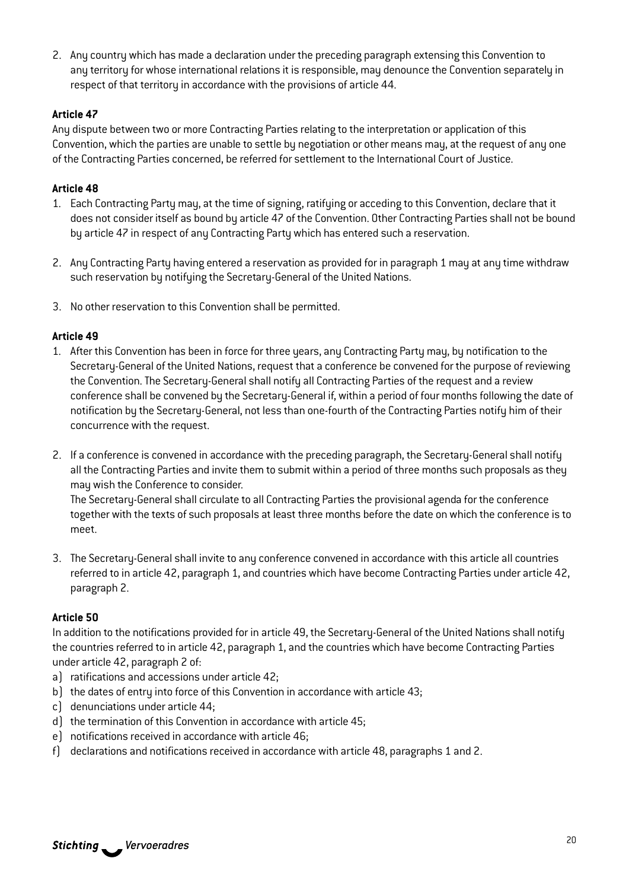2. Any country which has made a declaration under the preceding paragraph extensing this Convention to any territory for whose international relations it is responsible, may denounce the Convention separately in respect of that territory in accordance with the provisions of article 44.

**Article 47**

Any dispute between two or more Contracting Parties relating to the interpretation or application of this Convention, which the parties are unable to settle by negotiation or other means may, at the request of any one of the Contracting Parties concerned, be referred for settlement to the International Court of Justice.

**Article 48**

1. Each Contracting Party may, at the time of signing, ratifying or acceding to this Convention, declare that it does not consider itself as bound by article 47 of the Convention. Other Contracting Parties shall not be bound by article 47 in respect of any Contracting Party which has entered such a reservation.

2. Any Contracting Party having entered a reservation as provided for in paragraph 1 may at any time withdraw such reservation by notifying the Secretary-General of the United Nations.

3. No other reservation to this Convention shall be permitted.

**Article 49**

1. After this Convention has been in force for three years, any Contracting Party may, by notification to the Secretary-General of the United Nations, request that a conference be convened for the purpose of reviewing the Convention. The Secretary-General shall notify all Contracting Parties of the request and a review conference shall be convened by the Secretary-General if, within a period of four months following the date of notification by the Secretary-General, not less than one-fourth of the Contracting Parties notify him of their concurrence with the request.

2. If a conference is convened in accordance with the preceding paragraph, the Secretary-General shall notify all the Contracting Parties and invite them to submit within a period of three months such proposals as they may wish the Conference to consider.
   The Secretary-General shall circulate to all Contracting Parties the provisional agenda for the conference together with the texts of such proposals at least three months before the date on which the conference is to meet.

3. The Secretary-General shall invite to any conference convened in accordance with this article all countries referred to in article 42, paragraph 1, and countries which have become Contracting Parties under article 42, paragraph 2.

**Article 50**

In addition to the notifications provided for in article 49, the Secretary-General of the United Nations shall notify the countries referred to in article 42, paragraph 1, and the countries which have become Contracting Parties under article 42, paragraph 2 of:

a) ratifications and accessions under article 42;
b) the dates of entry into force of this Convention in accordance with article 43;
c) denunciations under article 44;
d) the termination of this Convention in accordance with article 45;
e) notifications received in accordance with article 46;
f) declarations and notifications received in accordance with article 48, paragraphs 1 and 2.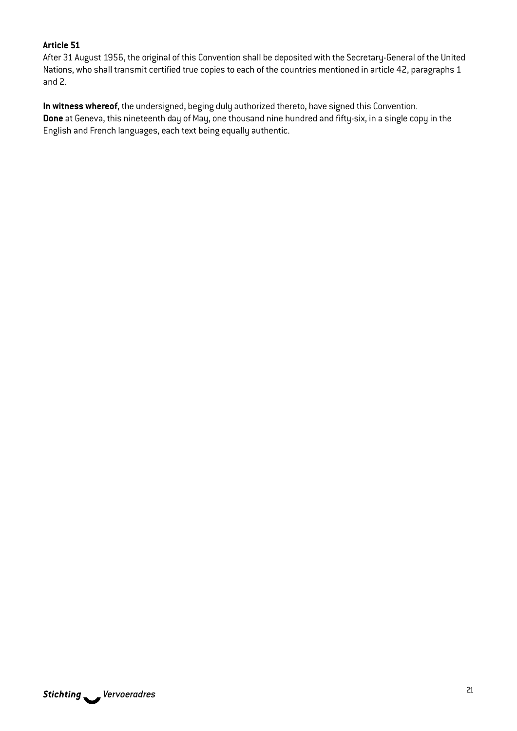**Article 51**

After 31 August 1956, the original of this Convention shall be deposited with the Secretary-General of the United Nations, who shall transmit certified true copies to each of the countries mentioned in article 42, paragraphs 1 and 2.

**In witness whereof**, the undersigned, beging duly authorized thereto, have signed this Convention.
**Done** at Geneva, this nineteenth day of May, one thousand nine hundred and fifty-six, in a single copy in the English and French languages, each text being equally authentic.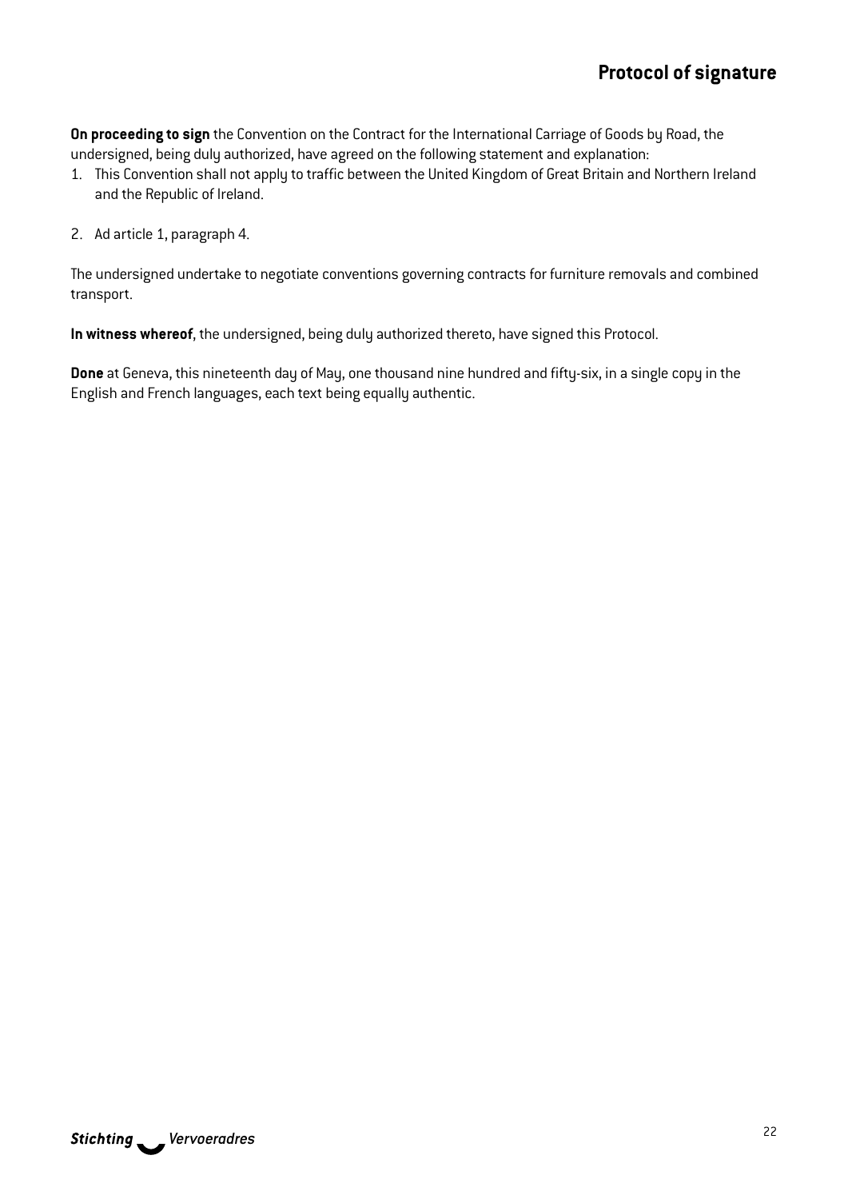## Protocol of signature

**On proceeding to sign** the Convention on the Contract for the International Carriage of Goods by Road, the undersigned, being duly authorized, have agreed on the following statement and explanation:

1. This Convention shall not apply to traffic between the United Kingdom of Great Britain and Northern Ireland and the Republic of Ireland.

2. Ad article 1, paragraph 4.

The undersigned undertake to negotiate conventions governing contracts for furniture removals and combined transport.

**In witness whereof**, the undersigned, being duly authorized thereto, have signed this Protocol.

**Done** at Geneva, this nineteenth day of May, one thousand nine hundred and fifty-six, in a single copy in the English and French languages, each text being equally authentic.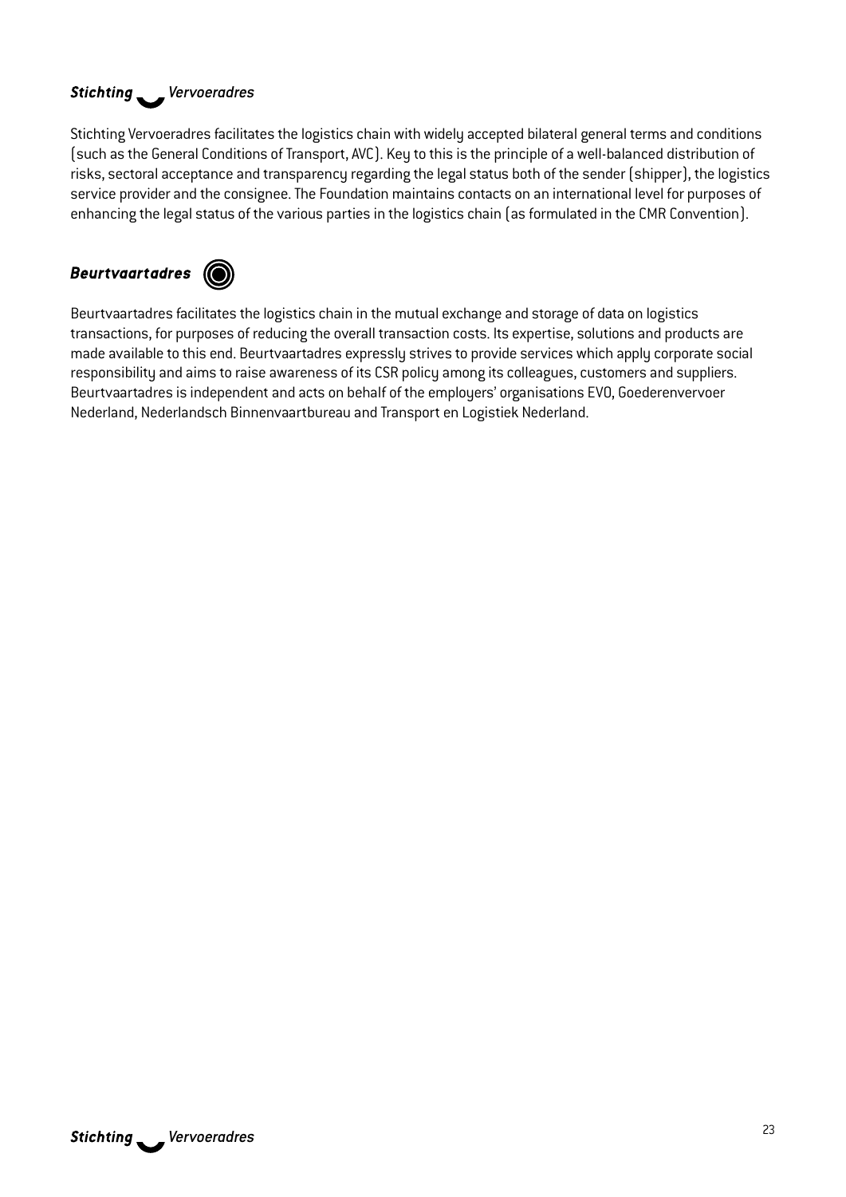## *Stichting Vervoeradres*

Stichting Vervoeradres facilitates the logistics chain with widely accepted bilateral general terms and conditions (such as the General Conditions of Transport, AVC). Key to this is the principle of a well-balanced distribution of risks, sectoral acceptance and transparency regarding the legal status both of the sender (shipper), the logistics service provider and the consignee. The Foundation maintains contacts on an international level for purposes of enhancing the legal status of the various parties in the logistics chain (as formulated in the CMR Convention).

## *Beurtvaartadres*

Beurtvaartadres facilitates the logistics chain in the mutual exchange and storage of data on logistics transactions, for purposes of reducing the overall transaction costs. Its expertise, solutions and products are made available to this end. Beurtvaartadres expressly strives to provide services which apply corporate social responsibility and aims to raise awareness of its CSR policy among its colleagues, customers and suppliers. Beurtvaartadres is independent and acts on behalf of the employers' organisations EVO, Goederenvervoer Nederland, Nederlandsch Binnenvaartbureau and Transport en Logistiek Nederland.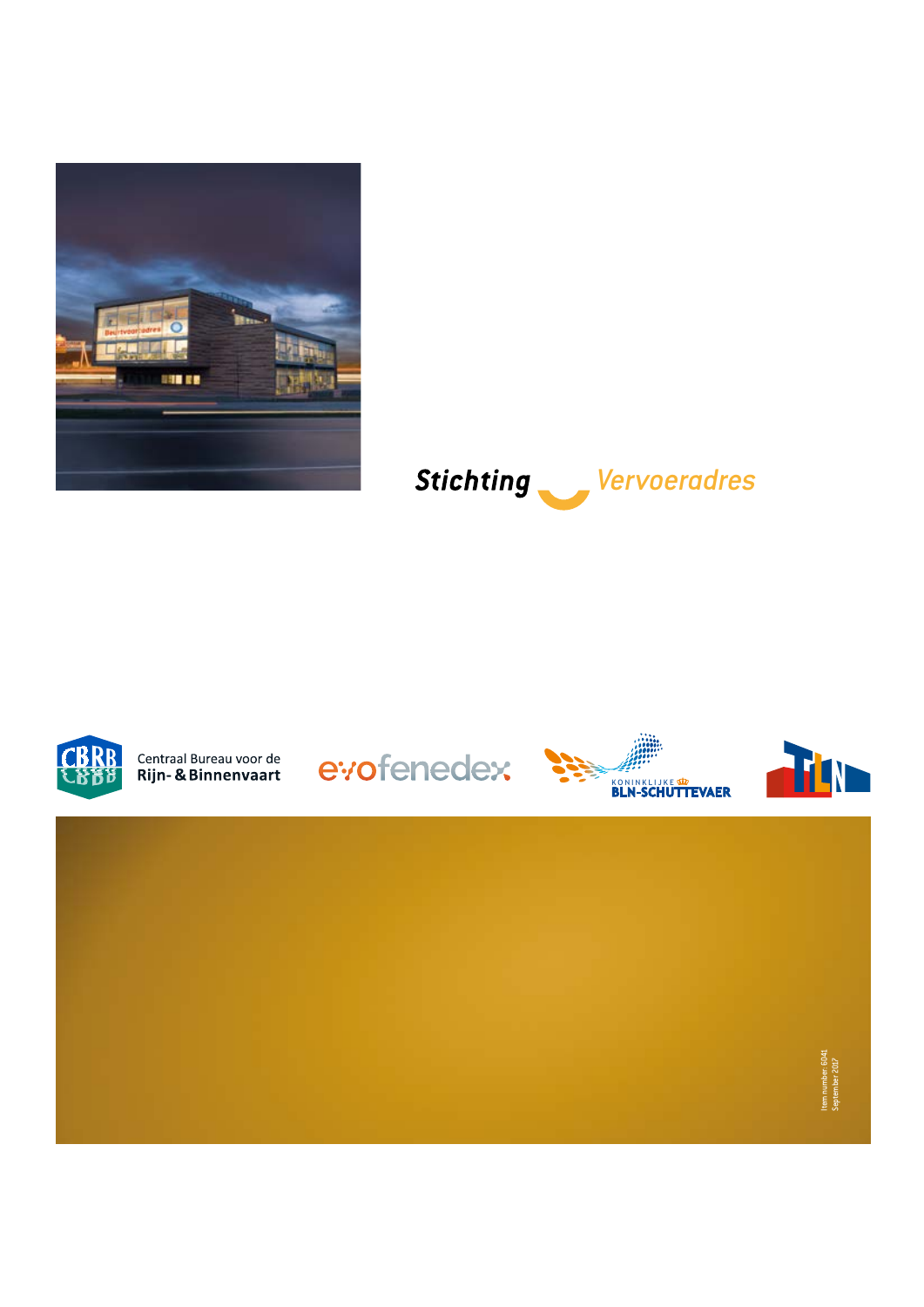Stichting Vervoeradres

Centraal Bureau voor de Rijn- & Binnenvaart

Item number 6041
September 2017